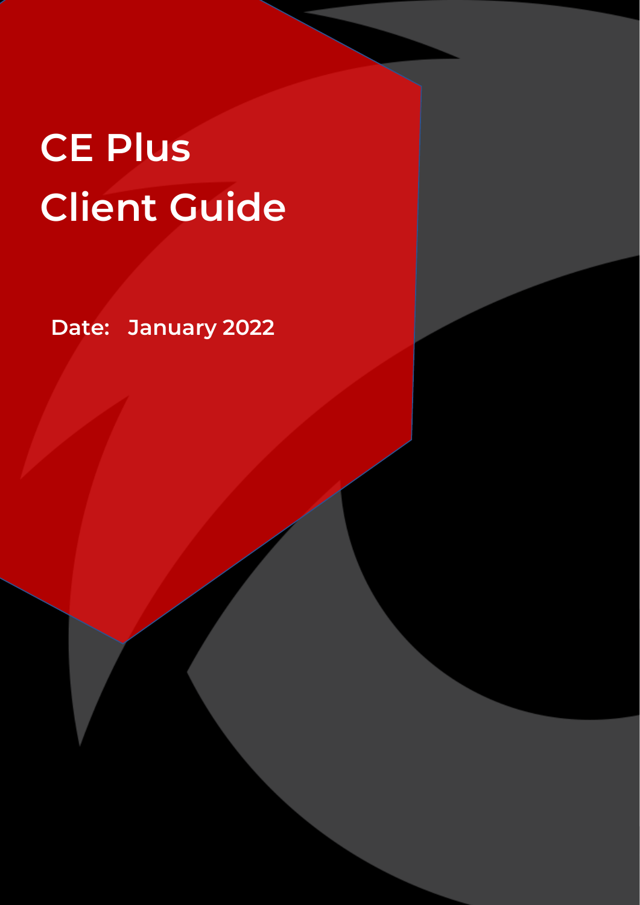# CE Plus
# Client Guide

**Date: January 2022**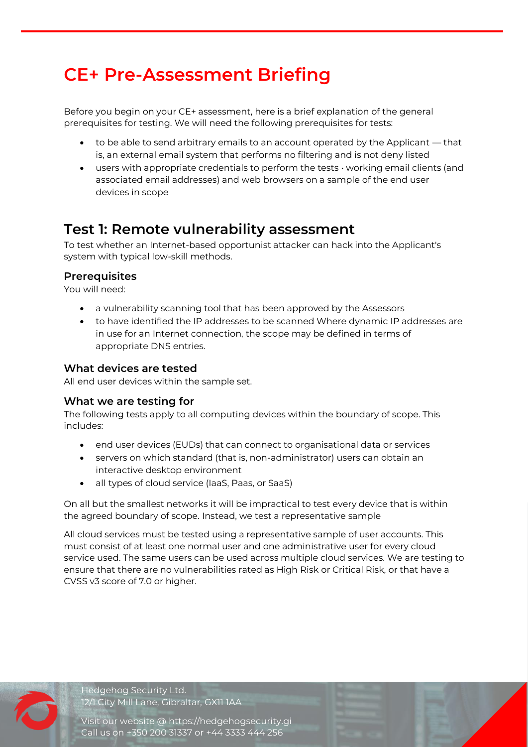# CE+ Pre-Assessment Briefing

Before you begin on your CE+ assessment, here is a brief explanation of the general prerequisites for testing. We will need the following prerequisites for tests:

- to be able to send arbitrary emails to an account operated by the Applicant — that is, an external email system that performs no filtering and is not deny listed
- users with appropriate credentials to perform the tests • working email clients (and associated email addresses) and web browsers on a sample of the end user devices in scope

## Test 1: Remote vulnerability assessment

To test whether an Internet-based opportunist attacker can hack into the Applicant's system with typical low-skill methods.

### Prerequisites

You will need:

- a vulnerability scanning tool that has been approved by the Assessors
- to have identified the IP addresses to be scanned Where dynamic IP addresses are in use for an Internet connection, the scope may be defined in terms of appropriate DNS entries.

### What devices are tested

All end user devices within the sample set.

### What we are testing for

The following tests apply to all computing devices within the boundary of scope. This includes:

- end user devices (EUDs) that can connect to organisational data or services
- servers on which standard (that is, non-administrator) users can obtain an interactive desktop environment
- all types of cloud service (IaaS, Paas, or SaaS)

On all but the smallest networks it will be impractical to test every device that is within the agreed boundary of scope. Instead, we test a representative sample

All cloud services must be tested using a representative sample of user accounts. This must consist of at least one normal user and one administrative user for every cloud service used. The same users can be used across multiple cloud services. We are testing to ensure that there are no vulnerabilities rated as High Risk or Critical Risk, or that have a CVSS v3 score of 7.0 or higher.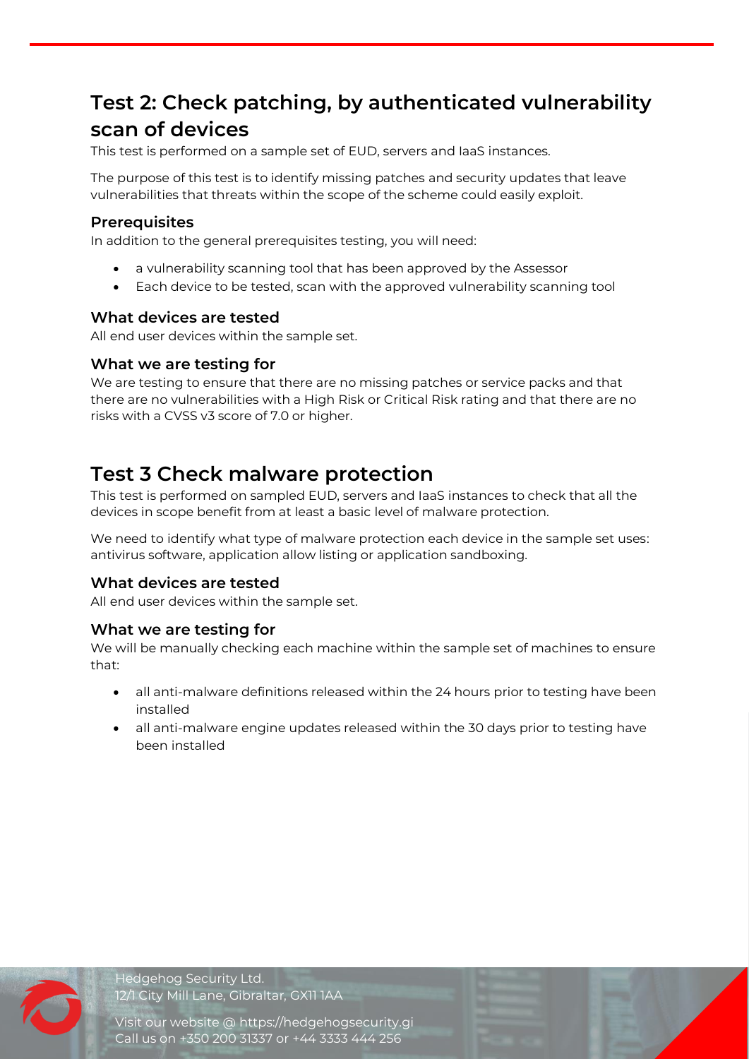## Test 2: Check patching, by authenticated vulnerability scan of devices

This test is performed on a sample set of EUD, servers and IaaS instances.

The purpose of this test is to identify missing patches and security updates that leave vulnerabilities that threats within the scope of the scheme could easily exploit.

### Prerequisites

In addition to the general prerequisites testing, you will need:

- a vulnerability scanning tool that has been approved by the Assessor
- Each device to be tested, scan with the approved vulnerability scanning tool

### What devices are tested

All end user devices within the sample set.

### What we are testing for

We are testing to ensure that there are no missing patches or service packs and that there are no vulnerabilities with a High Risk or Critical Risk rating and that there are no risks with a CVSS v3 score of 7.0 or higher.

## Test 3 Check malware protection

This test is performed on sampled EUD, servers and IaaS instances to check that all the devices in scope benefit from at least a basic level of malware protection.

We need to identify what type of malware protection each device in the sample set uses: antivirus software, application allow listing or application sandboxing.

### What devices are tested

All end user devices within the sample set.

### What we are testing for

We will be manually checking each machine within the sample set of machines to ensure that:

- all anti-malware definitions released within the 24 hours prior to testing have been installed
- all anti-malware engine updates released within the 30 days prior to testing have been installed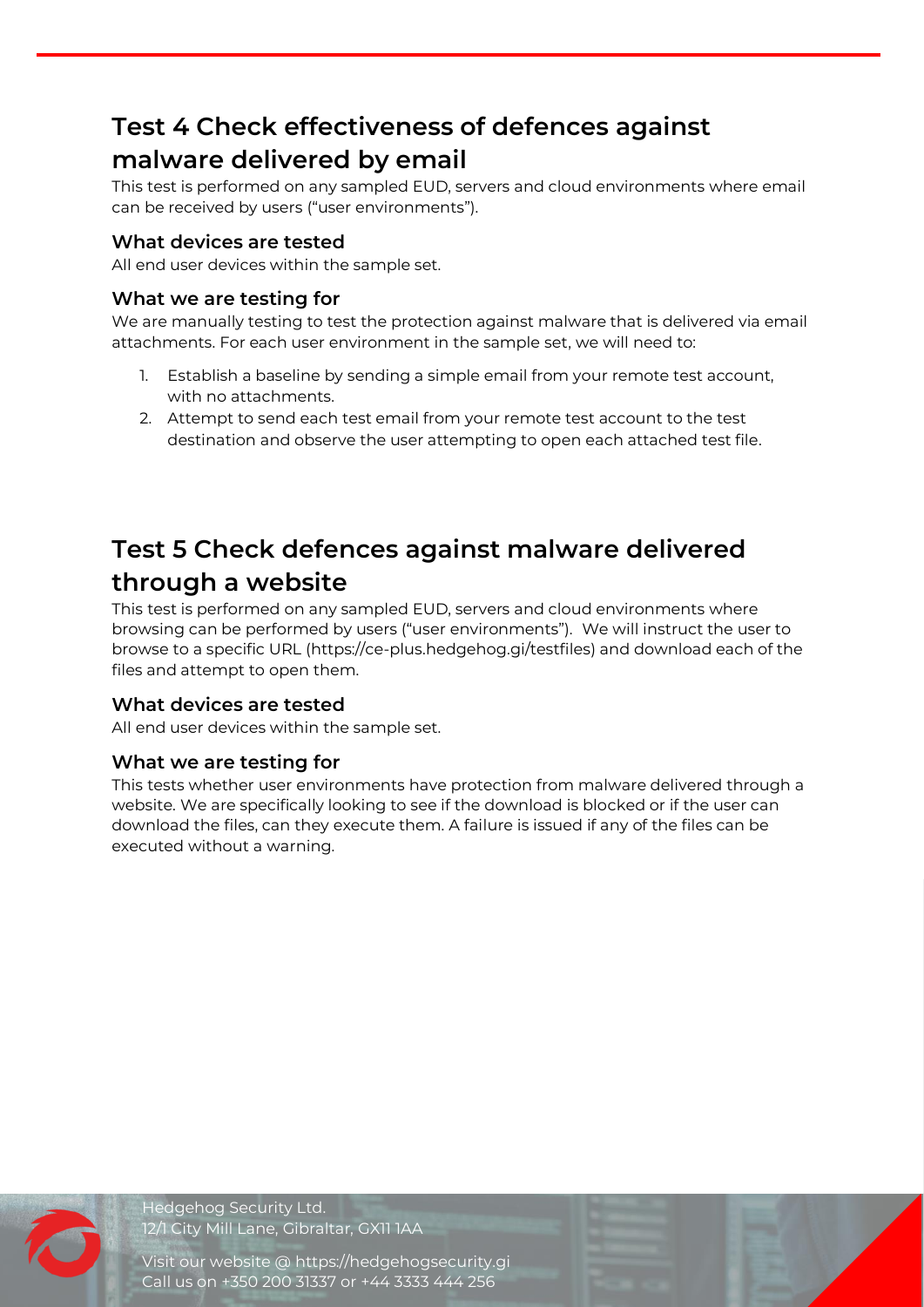## Test 4 Check effectiveness of defences against malware delivered by email

This test is performed on any sampled EUD, servers and cloud environments where email can be received by users ("user environments").

### What devices are tested

All end user devices within the sample set.

### What we are testing for

We are manually testing to test the protection against malware that is delivered via email attachments. For each user environment in the sample set, we will need to:

1. Establish a baseline by sending a simple email from your remote test account, with no attachments.
2. Attempt to send each test email from your remote test account to the test destination and observe the user attempting to open each attached test file.

## Test 5 Check defences against malware delivered through a website

This test is performed on any sampled EUD, servers and cloud environments where browsing can be performed by users ("user environments"). We will instruct the user to browse to a specific URL (https://ce-plus.hedgehog.gi/testfiles) and download each of the files and attempt to open them.

### What devices are tested

All end user devices within the sample set.

### What we are testing for

This tests whether user environments have protection from malware delivered through a website. We are specifically looking to see if the download is blocked or if the user can download the files, can they execute them. A failure is issued if any of the files can be executed without a warning.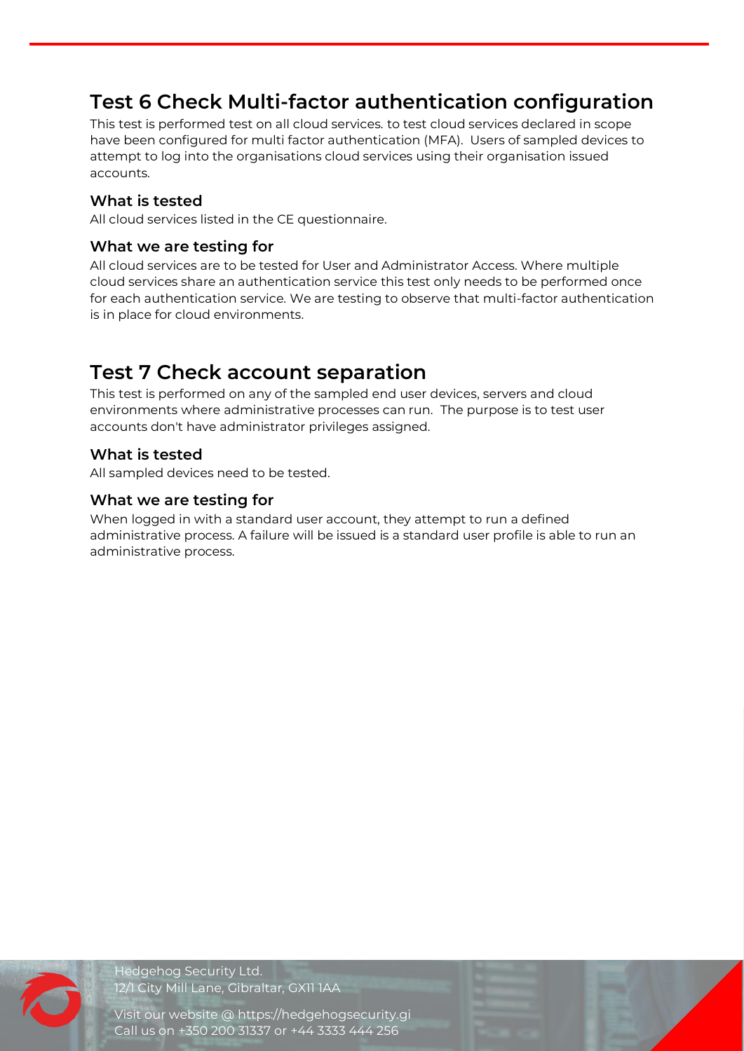## Test 6 Check Multi-factor authentication configuration

This test is performed test on all cloud services. to test cloud services declared in scope have been configured for multi factor authentication (MFA). Users of sampled devices to attempt to log into the organisations cloud services using their organisation issued accounts.

### What is tested

All cloud services listed in the CE questionnaire.

### What we are testing for

All cloud services are to be tested for User and Administrator Access. Where multiple cloud services share an authentication service this test only needs to be performed once for each authentication service. We are testing to observe that multi-factor authentication is in place for cloud environments.

## Test 7 Check account separation

This test is performed on any of the sampled end user devices, servers and cloud environments where administrative processes can run. The purpose is to test user accounts don't have administrator privileges assigned.

### What is tested

All sampled devices need to be tested.

### What we are testing for

When logged in with a standard user account, they attempt to run a defined administrative process. A failure will be issued is a standard user profile is able to run an administrative process.